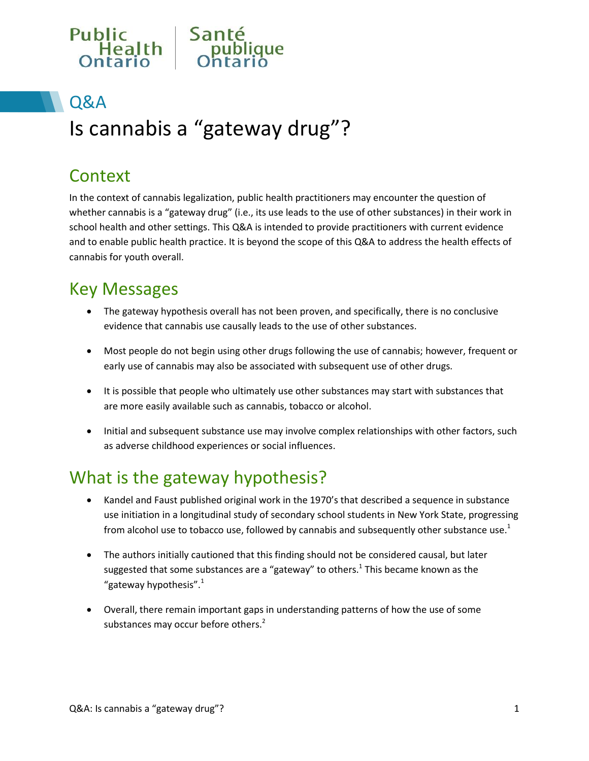Public Health Ontario | Santé publique Ontario

## Q&A

# Is cannabis a "gateway drug"?

## Context

In the context of cannabis legalization, public health practitioners may encounter the question of whether cannabis is a "gateway drug" (i.e., its use leads to the use of other substances) in their work in school health and other settings. This Q&A is intended to provide practitioners with current evidence and to enable public health practice. It is beyond the scope of this Q&A to address the health effects of cannabis for youth overall.

## Key Messages

- The gateway hypothesis overall has not been proven, and specifically, there is no conclusive evidence that cannabis use causally leads to the use of other substances.
- Most people do not begin using other drugs following the use of cannabis; however, frequent or early use of cannabis may also be associated with subsequent use of other drugs.
- It is possible that people who ultimately use other substances may start with substances that are more easily available such as cannabis, tobacco or alcohol.
- Initial and subsequent substance use may involve complex relationships with other factors, such as adverse childhood experiences or social influences.

## What is the gateway hypothesis?

- Kandel and Faust published original work in the 1970's that described a sequence in substance use initiation in a longitudinal study of secondary school students in New York State, progressing from alcohol use to tobacco use, followed by cannabis and subsequently other substance use.[1]
- The authors initially cautioned that this finding should not be considered causal, but later suggested that some substances are a "gateway" to others.[1] This became known as the "gateway hypothesis".[1]
- Overall, there remain important gaps in understanding patterns of how the use of some substances may occur before others.[2]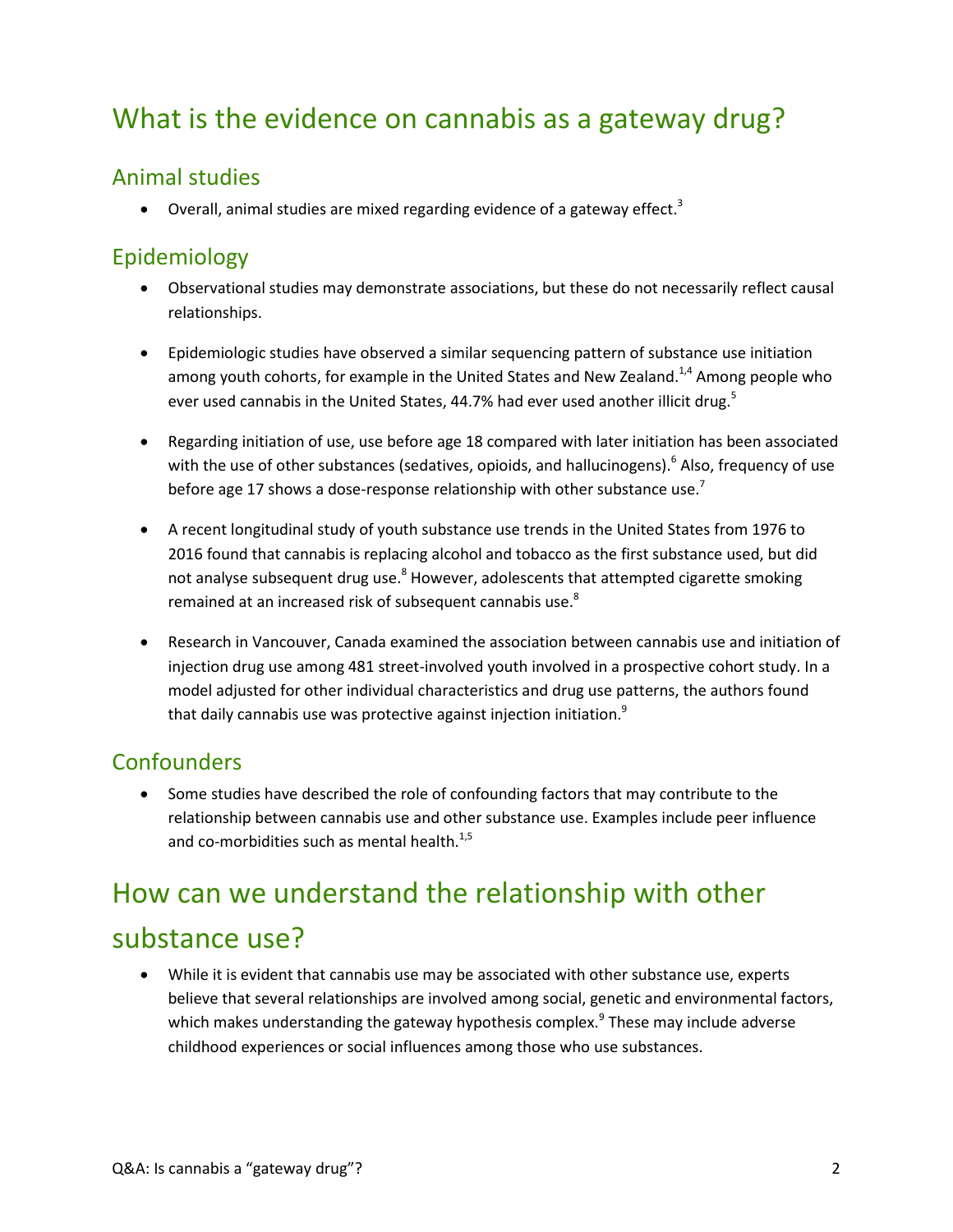# What is the evidence on cannabis as a gateway drug?

## Animal studies

- Overall, animal studies are mixed regarding evidence of a gateway effect.[3]

## Epidemiology

- Observational studies may demonstrate associations, but these do not necessarily reflect causal relationships.

- Epidemiologic studies have observed a similar sequencing pattern of substance use initiation among youth cohorts, for example in the United States and New Zealand.[1,4] Among people who ever used cannabis in the United States, 44.7% had ever used another illicit drug.[5]

- Regarding initiation of use, use before age 18 compared with later initiation has been associated with the use of other substances (sedatives, opioids, and hallucinogens).[6] Also, frequency of use before age 17 shows a dose-response relationship with other substance use.[7]

- A recent longitudinal study of youth substance use trends in the United States from 1976 to 2016 found that cannabis is replacing alcohol and tobacco as the first substance used, but did not analyse subsequent drug use.[8] However, adolescents that attempted cigarette smoking remained at an increased risk of subsequent cannabis use.[8]

- Research in Vancouver, Canada examined the association between cannabis use and initiation of injection drug use among 481 street-involved youth involved in a prospective cohort study. In a model adjusted for other individual characteristics and drug use patterns, the authors found that daily cannabis use was protective against injection initiation.[9]

## Confounders

- Some studies have described the role of confounding factors that may contribute to the relationship between cannabis use and other substance use. Examples include peer influence and co-morbidities such as mental health.[1,5]

# How can we understand the relationship with other substance use?

- While it is evident that cannabis use may be associated with other substance use, experts believe that several relationships are involved among social, genetic and environmental factors, which makes understanding the gateway hypothesis complex.[9] These may include adverse childhood experiences or social influences among those who use substances.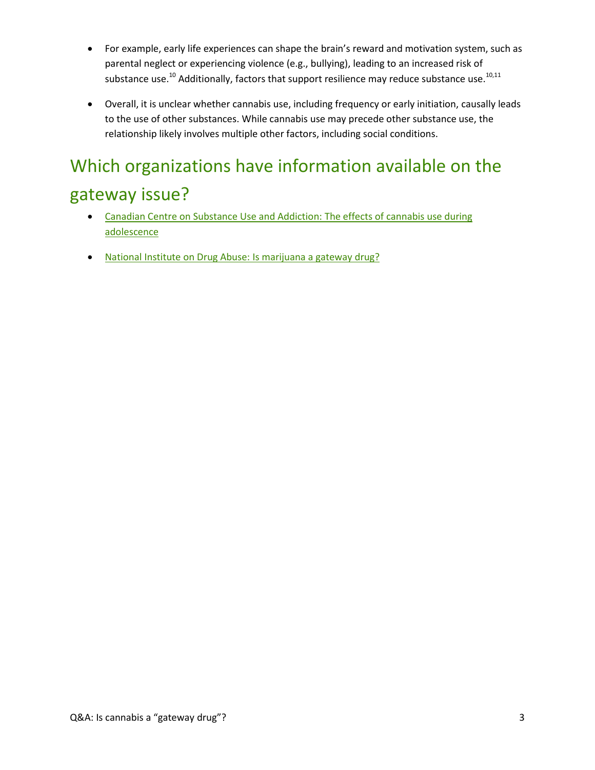- For example, early life experiences can shape the brain's reward and motivation system, such as parental neglect or experiencing violence (e.g., bullying), leading to an increased risk of substance use.[10] Additionally, factors that support resilience may reduce substance use.[10,11]

- Overall, it is unclear whether cannabis use, including frequency or early initiation, causally leads to the use of other substances. While cannabis use may precede other substance use, the relationship likely involves multiple other factors, including social conditions.

## Which organizations have information available on the gateway issue?

- Canadian Centre on Substance Use and Addiction: The effects of cannabis use during adolescence

- National Institute on Drug Abuse: Is marijuana a gateway drug?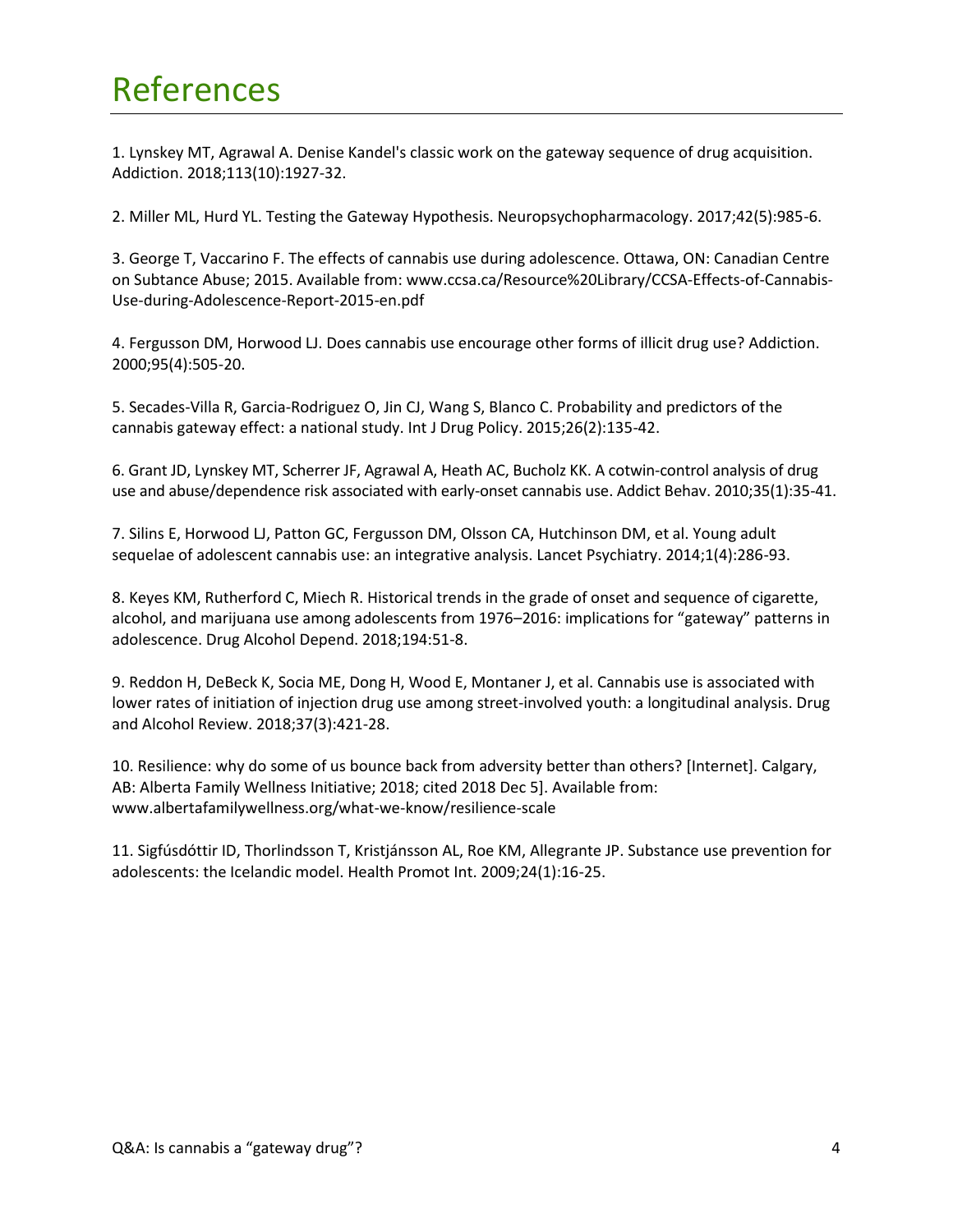# References

1. Lynskey MT, Agrawal A. Denise Kandel's classic work on the gateway sequence of drug acquisition. Addiction. 2018;113(10):1927-32.

2. Miller ML, Hurd YL. Testing the Gateway Hypothesis. Neuropsychopharmacology. 2017;42(5):985-6.

3. George T, Vaccarino F. The effects of cannabis use during adolescence. Ottawa, ON: Canadian Centre on Subtance Abuse; 2015. Available from: www.ccsa.ca/Resource%20Library/CCSA-Effects-of-Cannabis-Use-during-Adolescence-Report-2015-en.pdf

4. Fergusson DM, Horwood LJ. Does cannabis use encourage other forms of illicit drug use? Addiction. 2000;95(4):505-20.

5. Secades-Villa R, Garcia-Rodriguez O, Jin CJ, Wang S, Blanco C. Probability and predictors of the cannabis gateway effect: a national study. Int J Drug Policy. 2015;26(2):135-42.

6. Grant JD, Lynskey MT, Scherrer JF, Agrawal A, Heath AC, Bucholz KK. A cotwin-control analysis of drug use and abuse/dependence risk associated with early-onset cannabis use. Addict Behav. 2010;35(1):35-41.

7. Silins E, Horwood LJ, Patton GC, Fergusson DM, Olsson CA, Hutchinson DM, et al. Young adult sequelae of adolescent cannabis use: an integrative analysis. Lancet Psychiatry. 2014;1(4):286-93.

8. Keyes KM, Rutherford C, Miech R. Historical trends in the grade of onset and sequence of cigarette, alcohol, and marijuana use among adolescents from 1976–2016: implications for "gateway" patterns in adolescence. Drug Alcohol Depend. 2018;194:51-8.

9. Reddon H, DeBeck K, Socia ME, Dong H, Wood E, Montaner J, et al. Cannabis use is associated with lower rates of initiation of injection drug use among street-involved youth: a longitudinal analysis. Drug and Alcohol Review. 2018;37(3):421-28.

10. Resilience: why do some of us bounce back from adversity better than others? [Internet]. Calgary, AB: Alberta Family Wellness Initiative; 2018; cited 2018 Dec 5]. Available from: www.albertafamilywellness.org/what-we-know/resilience-scale

11. Sigfúsdóttir ID, Thorlindsson T, Kristjánsson AL, Roe KM, Allegrante JP. Substance use prevention for adolescents: the Icelandic model. Health Promot Int. 2009;24(1):16-25.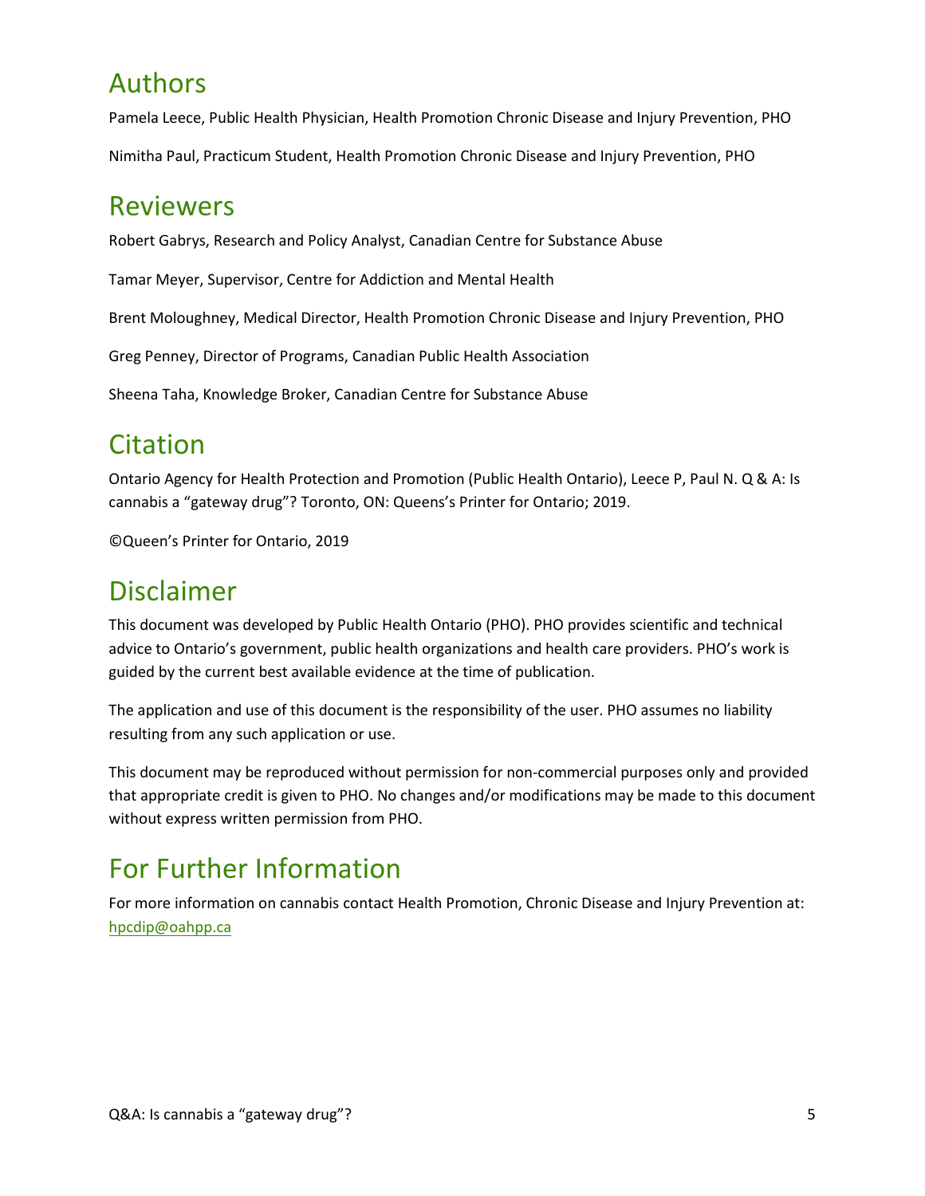## Authors

Pamela Leece, Public Health Physician, Health Promotion Chronic Disease and Injury Prevention, PHO

Nimitha Paul, Practicum Student, Health Promotion Chronic Disease and Injury Prevention, PHO

## Reviewers

Robert Gabrys, Research and Policy Analyst, Canadian Centre for Substance Abuse

Tamar Meyer, Supervisor, Centre for Addiction and Mental Health

Brent Moloughney, Medical Director, Health Promotion Chronic Disease and Injury Prevention, PHO

Greg Penney, Director of Programs, Canadian Public Health Association

Sheena Taha, Knowledge Broker, Canadian Centre for Substance Abuse

## Citation

Ontario Agency for Health Protection and Promotion (Public Health Ontario), Leece P, Paul N. Q & A: Is cannabis a "gateway drug"? Toronto, ON: Queens's Printer for Ontario; 2019.

©Queen's Printer for Ontario, 2019

## Disclaimer

This document was developed by Public Health Ontario (PHO). PHO provides scientific and technical advice to Ontario's government, public health organizations and health care providers. PHO's work is guided by the current best available evidence at the time of publication.

The application and use of this document is the responsibility of the user. PHO assumes no liability resulting from any such application or use.

This document may be reproduced without permission for non-commercial purposes only and provided that appropriate credit is given to PHO. No changes and/or modifications may be made to this document without express written permission from PHO.

## For Further Information

For more information on cannabis contact Health Promotion, Chronic Disease and Injury Prevention at: hpcdip@oahpp.ca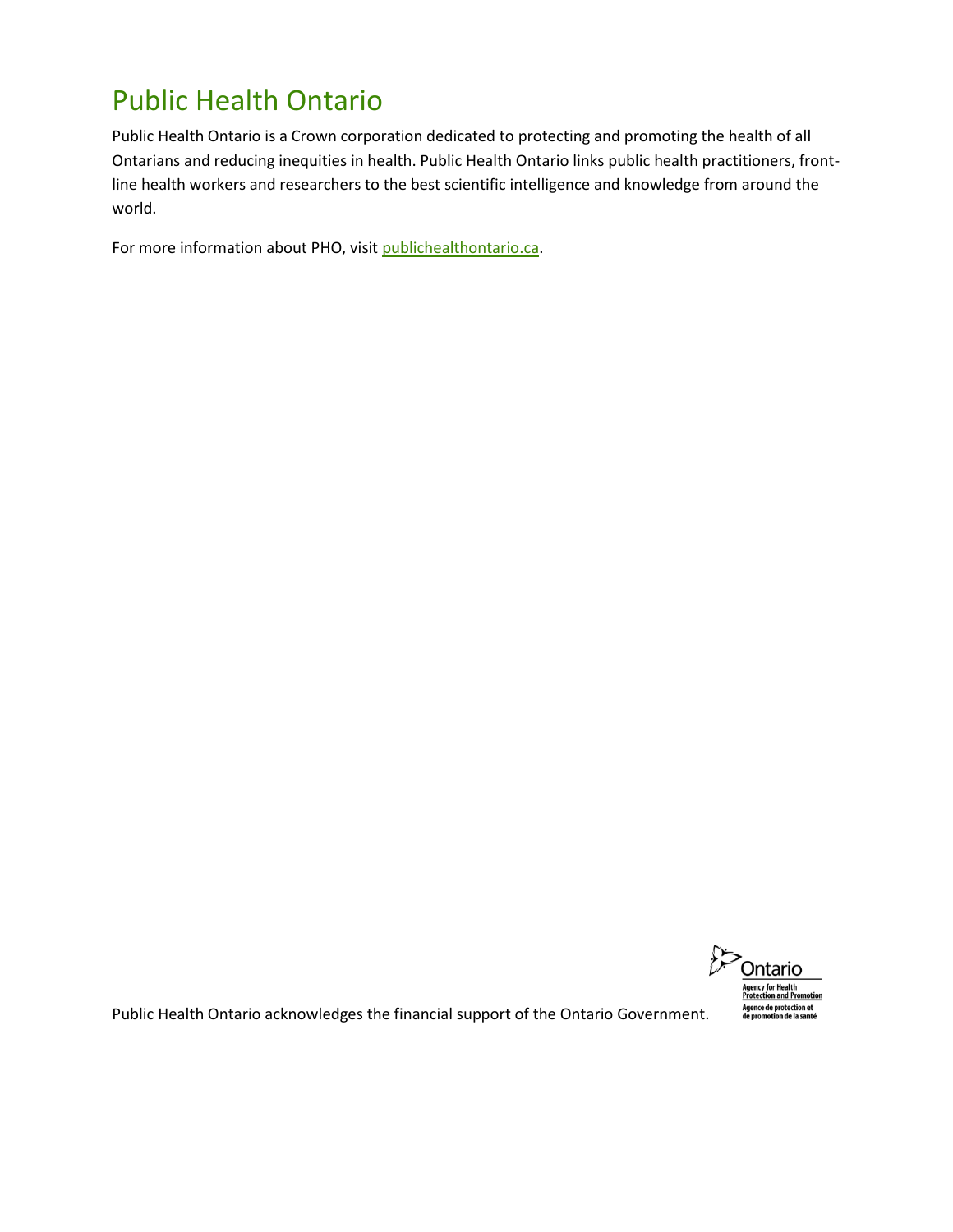# Public Health Ontario

Public Health Ontario is a Crown corporation dedicated to protecting and promoting the health of all Ontarians and reducing inequities in health. Public Health Ontario links public health practitioners, front-line health workers and researchers to the best scientific intelligence and knowledge from around the world.

For more information about PHO, visit publichealthontario.ca.

Public Health Ontario acknowledges the financial support of the Ontario Government.

Ontario
Agency for Health Protection and Promotion
Agence de protection et de promotion de la santé